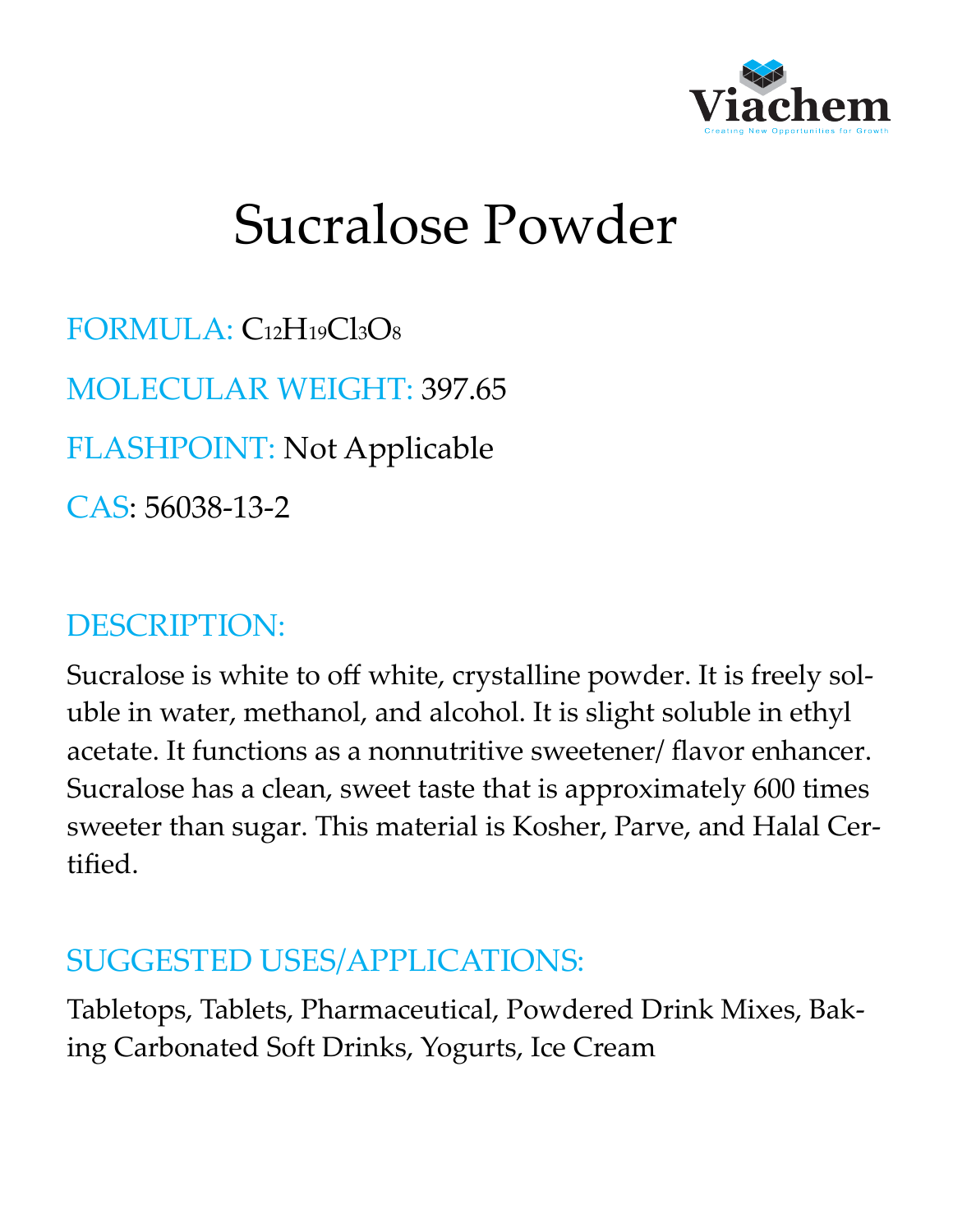Viachem

Creating New Opportunities for Growth

# Sucralose Powder

FORMULA: $C_{12}H_{19}Cl_3O_8$

MOLECULAR WEIGHT: 397.65

FLASHPOINT: Not Applicable

CAS: 56038-13-2

## DESCRIPTION:

Sucralose is white to off white, crystalline powder. It is freely soluble in water, methanol, and alcohol. It is slight soluble in ethyl acetate. It functions as a nonnutritive sweetener/ flavor enhancer. Sucralose has a clean, sweet taste that is approximately 600 times sweeter than sugar. This material is Kosher, Parve, and Halal Certified.

## SUGGESTED USES/APPLICATIONS:

Tabletops, Tablets, Pharmaceutical, Powdered Drink Mixes, Baking Carbonated Soft Drinks, Yogurts, Ice Cream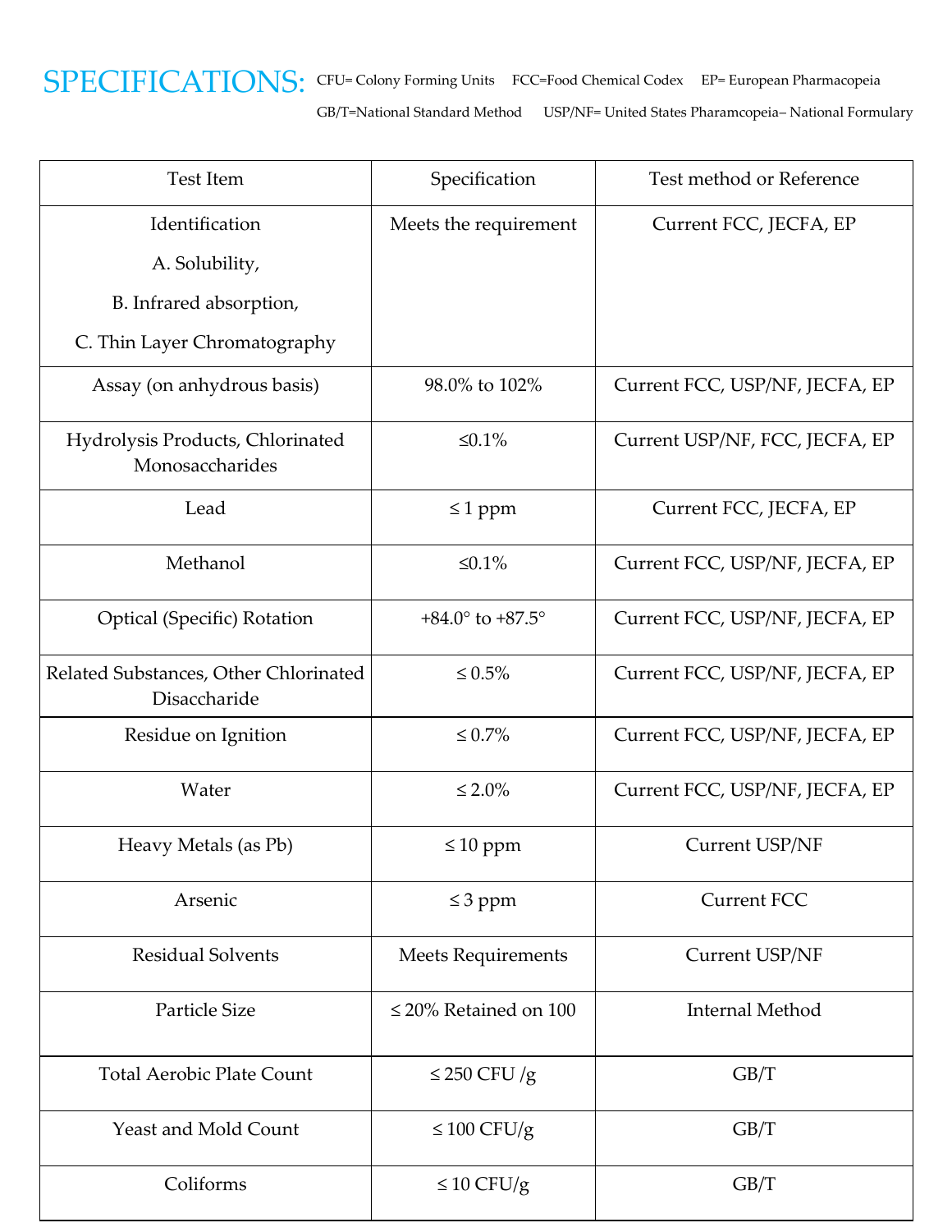# SPECIFICATIONS:

CFU= Colony Forming Units FCC=Food Chemical Codex EP= European Pharmacopeia
GB/T=National Standard Method USP/NF= United States Pharamcopeia– National Formulary

| Test Item | Specification | Test method or Reference |
|---|---|---|
| Identification<br>A. Solubility,<br>B. Infrared absorption,<br>C. Thin Layer Chromatography | Meets the requirement | Current FCC, JECFA, EP |
| Assay (on anhydrous basis) | 98.0% to 102% | Current FCC, USP/NF, JECFA, EP |
| Hydrolysis Products, Chlorinated Monosaccharides | ≤0.1% | Current USP/NF, FCC, JECFA, EP |
| Lead | ≤ 1 ppm | Current FCC, JECFA, EP |
| Methanol | ≤0.1% | Current FCC, USP/NF, JECFA, EP |
| Optical (Specific) Rotation | +84.0° to +87.5° | Current FCC, USP/NF, JECFA, EP |
| Related Substances, Other Chlorinated Disaccharide | ≤ 0.5% | Current FCC, USP/NF, JECFA, EP |
| Residue on Ignition | ≤ 0.7% | Current FCC, USP/NF, JECFA, EP |
| Water | ≤ 2.0% | Current FCC, USP/NF, JECFA, EP |
| Heavy Metals (as Pb) | ≤ 10 ppm | Current USP/NF |
| Arsenic | ≤ 3 ppm | Current FCC |
| Residual Solvents | Meets Requirements | Current USP/NF |
| Particle Size | ≤ 20% Retained on 100 | Internal Method |
| Total Aerobic Plate Count | ≤ 250 CFU /g | GB/T |
| Yeast and Mold Count | ≤ 100 CFU/g | GB/T |
| Coliforms | ≤ 10 CFU/g | GB/T |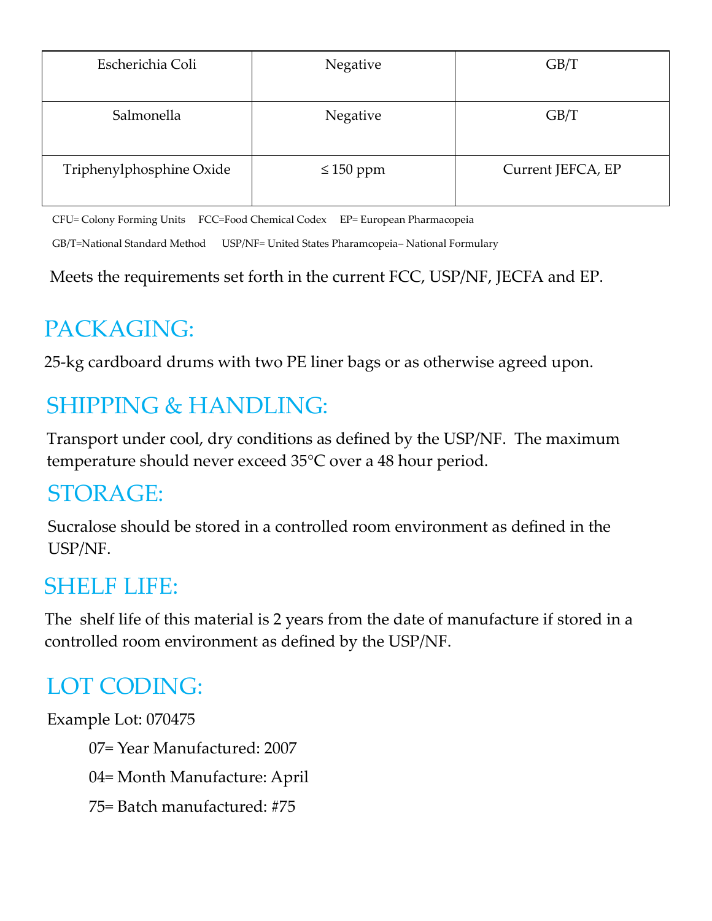| | | |
|---|---|---|
| Escherichia Coli | Negative | GB/T |
| Salmonella | Negative | GB/T |
| Triphenylphosphine Oxide | ≤ 150 ppm | Current JEFCA, EP |

CFU= Colony Forming Units FCC=Food Chemical Codex EP= European Pharmacopeia

GB/T=National Standard Method USP/NF= United States Pharamcopeia– National Formulary

Meets the requirements set forth in the current FCC, USP/NF, JECFA and EP.

## PACKAGING:

25-kg cardboard drums with two PE liner bags or as otherwise agreed upon.

## SHIPPING & HANDLING:

Transport under cool, dry conditions as defined by the USP/NF. The maximum temperature should never exceed 35°C over a 48 hour period.

## STORAGE:

Sucralose should be stored in a controlled room environment as defined in the USP/NF.

## SHELF LIFE:

The shelf life of this material is 2 years from the date of manufacture if stored in a controlled room environment as defined by the USP/NF.

## LOT CODING:

Example Lot: 070475

07= Year Manufactured: 2007

04= Month Manufacture: April

75= Batch manufactured: #75